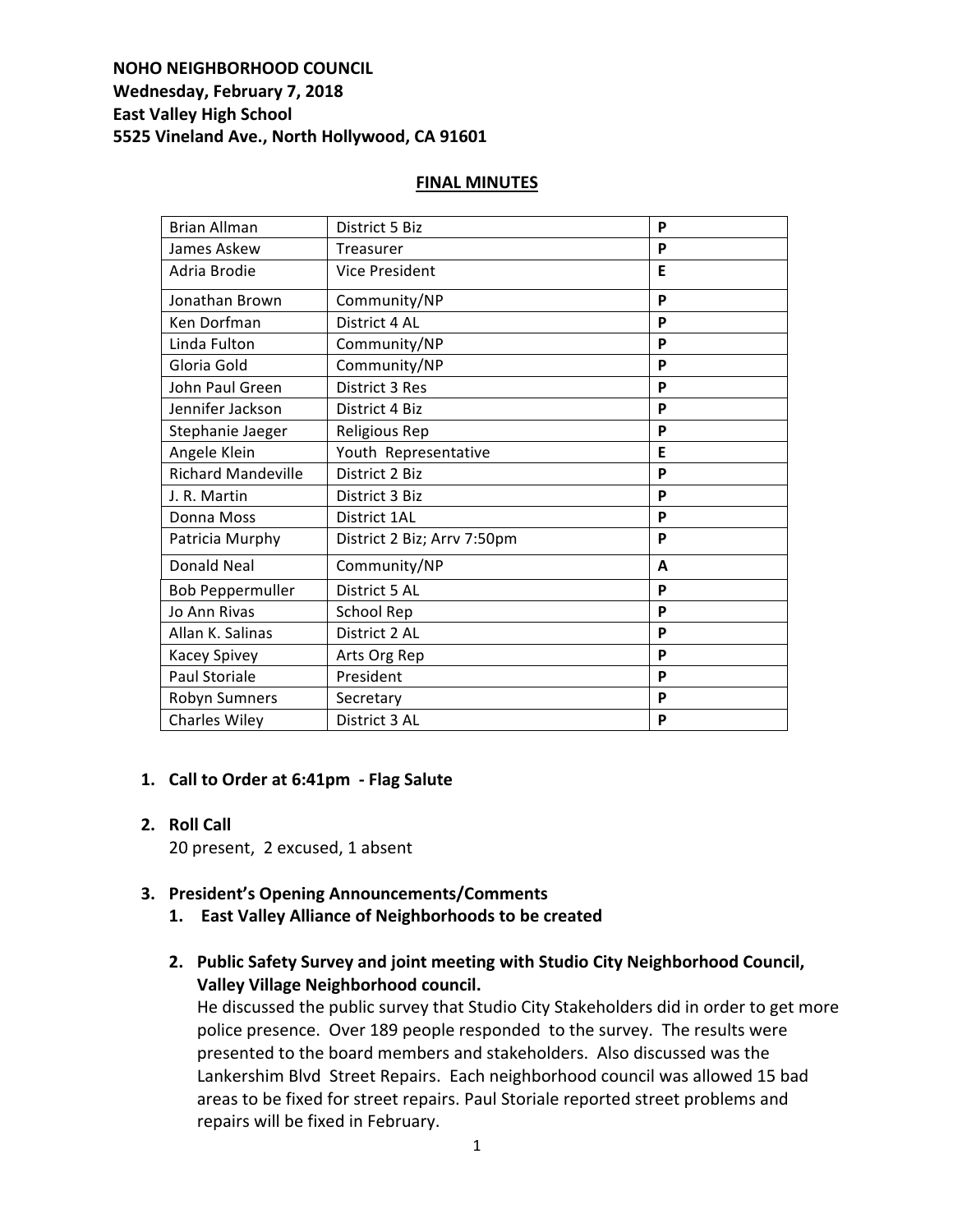**NOHO NEIGHBORHOOD COUNCIL**
**Wednesday, February 7, 2018**
**East Valley High School**
**5525 Vineland Ave., North Hollywood, CA 91601**

**FINAL MINUTES**

| | | |
|---|---|---|
| Brian Allman | District 5 Biz | **P** |
| James Askew | Treasurer | **P** |
| Adria Brodie | Vice President | **E** |
| Jonathan Brown | Community/NP | **P** |
| Ken Dorfman | District 4 AL | **P** |
| Linda Fulton | Community/NP | **P** |
| Gloria Gold | Community/NP | **P** |
| John Paul Green | District 3 Res | **P** |
| Jennifer Jackson | District 4 Biz | **P** |
| Stephanie Jaeger | Religious Rep | **P** |
| Angele Klein | Youth Representative | **E** |
| Richard Mandeville | District 2 Biz | **P** |
| J. R. Martin | District 3 Biz | **P** |
| Donna Moss | District 1AL | **P** |
| Patricia Murphy | District 2 Biz; Arrv 7:50pm | **P** |
| Donald Neal | Community/NP | **A** |
| Bob Peppermuller | District 5 AL | **P** |
| Jo Ann Rivas | School Rep | **P** |
| Allan K. Salinas | District 2 AL | **P** |
| Kacey Spivey | Arts Org Rep | **P** |
| Paul Storiale | President | **P** |
| Robyn Sumners | Secretary | **P** |
| Charles Wiley | District 3 AL | **P** |

1. **Call to Order at 6:41pm - Flag Salute**

2. **Roll Call**
   20 present, 2 excused, 1 absent

3. **President's Opening Announcements/Comments**
   1. **East Valley Alliance of Neighborhoods to be created**

   2. **Public Safety Survey and joint meeting with Studio City Neighborhood Council, Valley Village Neighborhood council.**
      He discussed the public survey that Studio City Stakeholders did in order to get more police presence. Over 189 people responded to the survey. The results were presented to the board members and stakeholders. Also discussed was the Lankershim Blvd Street Repairs. Each neighborhood council was allowed 15 bad areas to be fixed for street repairs. Paul Storiale reported street problems and repairs will be fixed in February.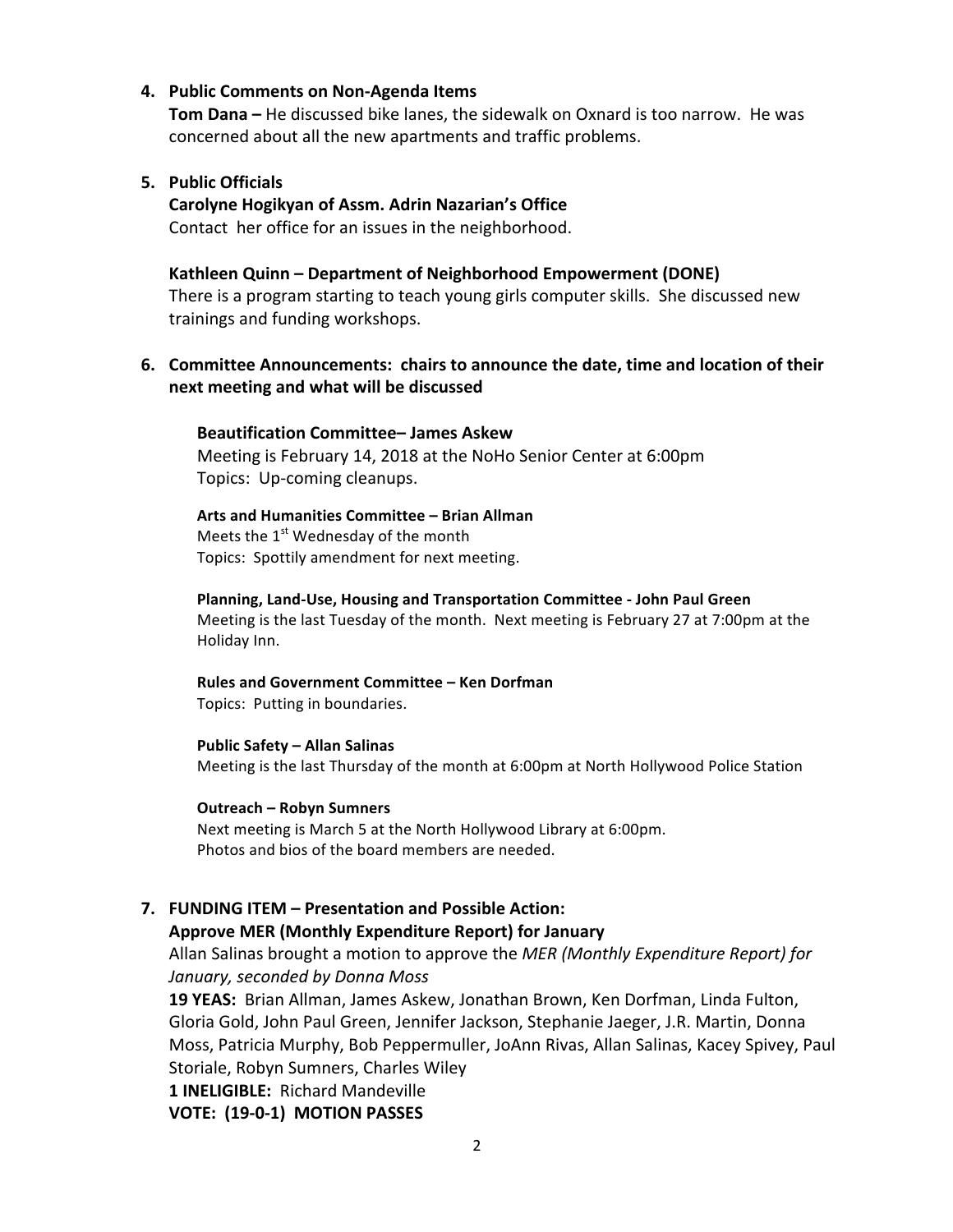4. **Public Comments on Non-Agenda Items**

   **Tom Dana –** He discussed bike lanes, the sidewalk on Oxnard is too narrow. He was concerned about all the new apartments and traffic problems.

5. **Public Officials**

   **Carolyne Hogikyan of Assm. Adrin Nazarian's Office**
   Contact her office for an issues in the neighborhood.

   **Kathleen Quinn – Department of Neighborhood Empowerment (DONE)**
   There is a program starting to teach young girls computer skills. She discussed new trainings and funding workshops.

6. **Committee Announcements: chairs to announce the date, time and location of their next meeting and what will be discussed**

   **Beautification Committee– James Askew**
   Meeting is February 14, 2018 at the NoHo Senior Center at 6:00pm
   Topics: Up-coming cleanups.

   **Arts and Humanities Committee – Brian Allman**
   Meets the 1st Wednesday of the month
   Topics: Spottily amendment for next meeting.

   **Planning, Land-Use, Housing and Transportation Committee - John Paul Green**
   Meeting is the last Tuesday of the month. Next meeting is February 27 at 7:00pm at the Holiday Inn.

   **Rules and Government Committee – Ken Dorfman**
   Topics: Putting in boundaries.

   **Public Safety – Allan Salinas**
   Meeting is the last Thursday of the month at 6:00pm at North Hollywood Police Station

   **Outreach – Robyn Sumners**
   Next meeting is March 5 at the North Hollywood Library at 6:00pm.
   Photos and bios of the board members are needed.

7. **FUNDING ITEM – Presentation and Possible Action:**
   **Approve MER (Monthly Expenditure Report) for January**
   Allan Salinas brought a motion to approve the *MER (Monthly Expenditure Report) for January, seconded by Donna Moss*
   **19 YEAS:** Brian Allman, James Askew, Jonathan Brown, Ken Dorfman, Linda Fulton, Gloria Gold, John Paul Green, Jennifer Jackson, Stephanie Jaeger, J.R. Martin, Donna Moss, Patricia Murphy, Bob Peppermuller, JoAnn Rivas, Allan Salinas, Kacey Spivey, Paul Storiale, Robyn Sumners, Charles Wiley
   **1 INELIGIBLE:** Richard Mandeville
   **VOTE: (19-0-1) MOTION PASSES**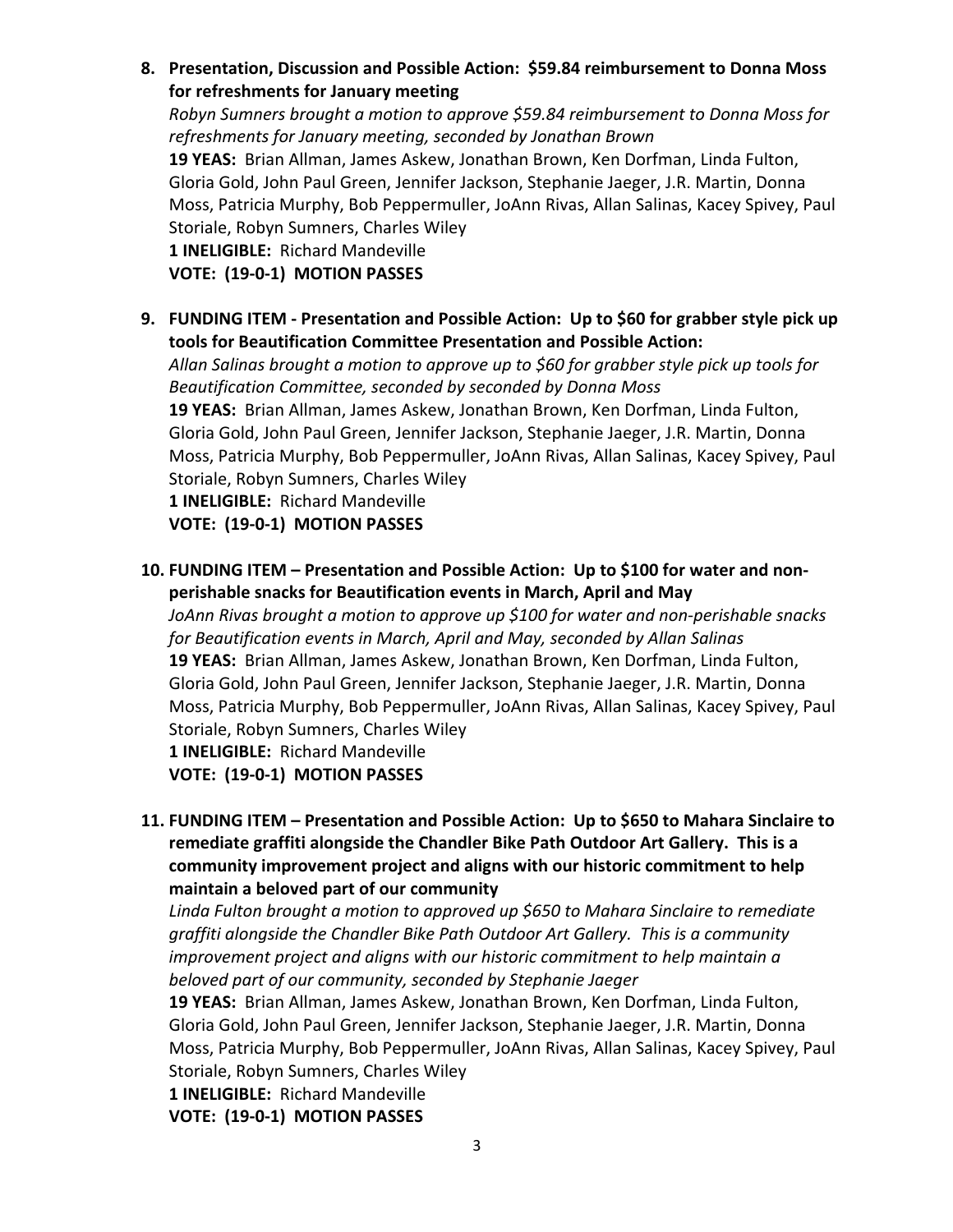8. **Presentation, Discussion and Possible Action: $59.84 reimbursement to Donna Moss for refreshments for January meeting**
*Robyn Sumners brought a motion to approve $59.84 reimbursement to Donna Moss for refreshments for January meeting, seconded by Jonathan Brown*
**19 YEAS:** Brian Allman, James Askew, Jonathan Brown, Ken Dorfman, Linda Fulton, Gloria Gold, John Paul Green, Jennifer Jackson, Stephanie Jaeger, J.R. Martin, Donna Moss, Patricia Murphy, Bob Peppermuller, JoAnn Rivas, Allan Salinas, Kacey Spivey, Paul Storiale, Robyn Sumners, Charles Wiley
**1 INELIGIBLE:** Richard Mandeville
**VOTE: (19-0-1) MOTION PASSES**

9. **FUNDING ITEM - Presentation and Possible Action: Up to $60 for grabber style pick up tools for Beautification Committee Presentation and Possible Action:**
*Allan Salinas brought a motion to approve up to $60 for grabber style pick up tools for Beautification Committee, seconded by seconded by Donna Moss*
**19 YEAS:** Brian Allman, James Askew, Jonathan Brown, Ken Dorfman, Linda Fulton, Gloria Gold, John Paul Green, Jennifer Jackson, Stephanie Jaeger, J.R. Martin, Donna Moss, Patricia Murphy, Bob Peppermuller, JoAnn Rivas, Allan Salinas, Kacey Spivey, Paul Storiale, Robyn Sumners, Charles Wiley
**1 INELIGIBLE:** Richard Mandeville
**VOTE: (19-0-1) MOTION PASSES**

10. **FUNDING ITEM – Presentation and Possible Action: Up to $100 for water and non-perishable snacks for Beautification events in March, April and May**
*JoAnn Rivas brought a motion to approve up $100 for water and non-perishable snacks for Beautification events in March, April and May, seconded by Allan Salinas*
**19 YEAS:** Brian Allman, James Askew, Jonathan Brown, Ken Dorfman, Linda Fulton, Gloria Gold, John Paul Green, Jennifer Jackson, Stephanie Jaeger, J.R. Martin, Donna Moss, Patricia Murphy, Bob Peppermuller, JoAnn Rivas, Allan Salinas, Kacey Spivey, Paul Storiale, Robyn Sumners, Charles Wiley
**1 INELIGIBLE:** Richard Mandeville
**VOTE: (19-0-1) MOTION PASSES**

11. **FUNDING ITEM – Presentation and Possible Action: Up to $650 to Mahara Sinclaire to remediate graffiti alongside the Chandler Bike Path Outdoor Art Gallery. This is a community improvement project and aligns with our historic commitment to help maintain a beloved part of our community**
*Linda Fulton brought a motion to approved up $650 to Mahara Sinclaire to remediate graffiti alongside the Chandler Bike Path Outdoor Art Gallery. This is a community improvement project and aligns with our historic commitment to help maintain a beloved part of our community, seconded by Stephanie Jaeger*
**19 YEAS:** Brian Allman, James Askew, Jonathan Brown, Ken Dorfman, Linda Fulton, Gloria Gold, John Paul Green, Jennifer Jackson, Stephanie Jaeger, J.R. Martin, Donna Moss, Patricia Murphy, Bob Peppermuller, JoAnn Rivas, Allan Salinas, Kacey Spivey, Paul Storiale, Robyn Sumners, Charles Wiley
**1 INELIGIBLE:** Richard Mandeville
**VOTE: (19-0-1) MOTION PASSES**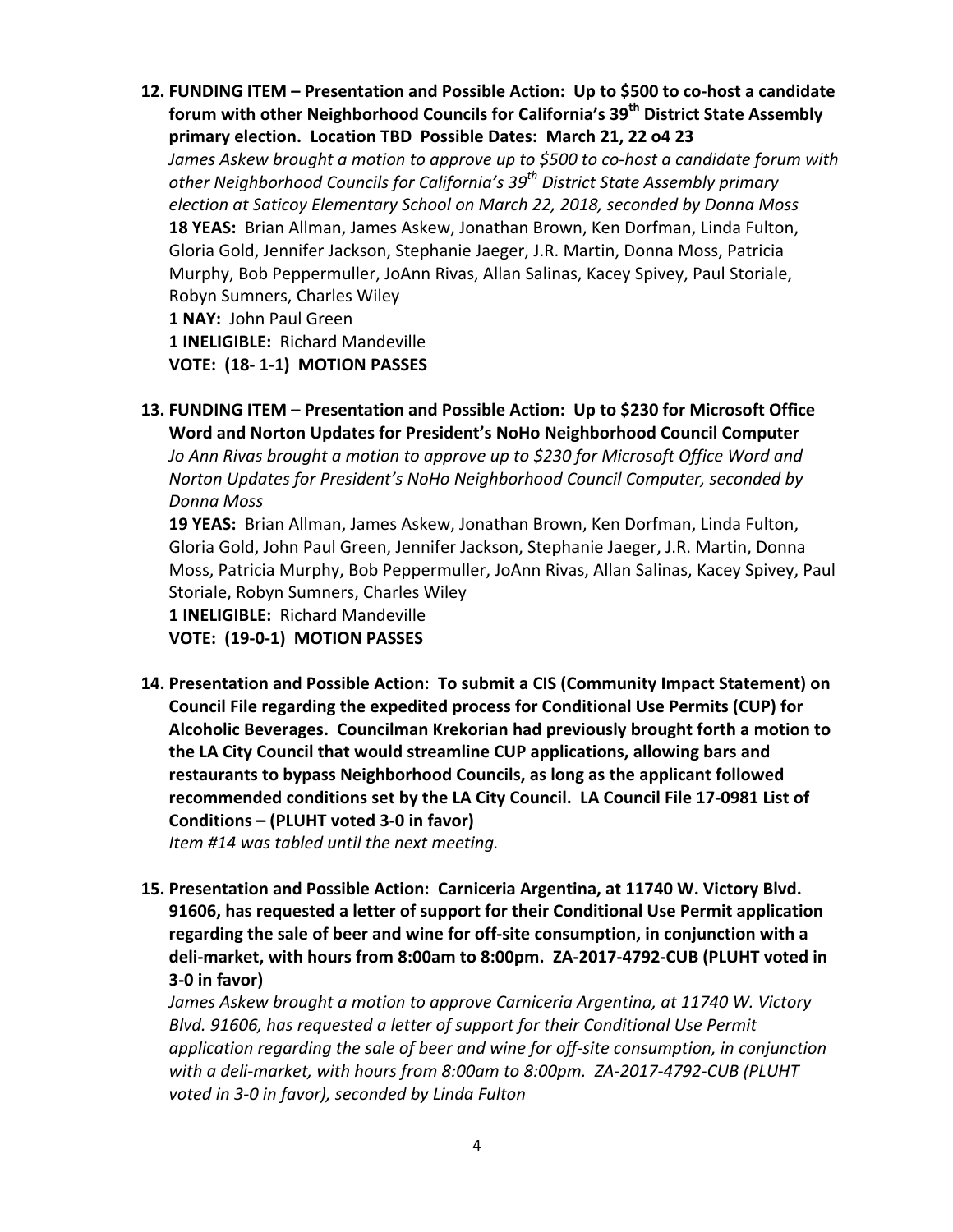12. **FUNDING ITEM – Presentation and Possible Action: Up to $500 to co-host a candidate forum with other Neighborhood Councils for California's 39th District State Assembly primary election. Location TBD Possible Dates: March 21, 22 o4 23**

    *James Askew brought a motion to approve up to $500 to co-host a candidate forum with other Neighborhood Councils for California's 39th District State Assembly primary election at Saticoy Elementary School on March 22, 2018, seconded by Donna Moss*

    **18 YEAS:** Brian Allman, James Askew, Jonathan Brown, Ken Dorfman, Linda Fulton, Gloria Gold, Jennifer Jackson, Stephanie Jaeger, J.R. Martin, Donna Moss, Patricia Murphy, Bob Peppermuller, JoAnn Rivas, Allan Salinas, Kacey Spivey, Paul Storiale, Robyn Sumners, Charles Wiley

    **1 NAY:** John Paul Green

    **1 INELIGIBLE:** Richard Mandeville

    **VOTE: (18- 1-1) MOTION PASSES**

13. **FUNDING ITEM – Presentation and Possible Action: Up to $230 for Microsoft Office Word and Norton Updates for President's NoHo Neighborhood Council Computer**

    *Jo Ann Rivas brought a motion to approve up to $230 for Microsoft Office Word and Norton Updates for President's NoHo Neighborhood Council Computer, seconded by Donna Moss*

    **19 YEAS:** Brian Allman, James Askew, Jonathan Brown, Ken Dorfman, Linda Fulton, Gloria Gold, John Paul Green, Jennifer Jackson, Stephanie Jaeger, J.R. Martin, Donna Moss, Patricia Murphy, Bob Peppermuller, JoAnn Rivas, Allan Salinas, Kacey Spivey, Paul Storiale, Robyn Sumners, Charles Wiley

    **1 INELIGIBLE:** Richard Mandeville

    **VOTE: (19-0-1) MOTION PASSES**

14. **Presentation and Possible Action: To submit a CIS (Community Impact Statement) on Council File regarding the expedited process for Conditional Use Permits (CUP) for Alcoholic Beverages. Councilman Krekorian had previously brought forth a motion to the LA City Council that would streamline CUP applications, allowing bars and restaurants to bypass Neighborhood Councils, as long as the applicant followed recommended conditions set by the LA City Council. LA Council File 17-0981 List of Conditions – (PLUHT voted 3-0 in favor)**

    *Item #14 was tabled until the next meeting.*

15. **Presentation and Possible Action: Carniceria Argentina, at 11740 W. Victory Blvd. 91606, has requested a letter of support for their Conditional Use Permit application regarding the sale of beer and wine for off-site consumption, in conjunction with a deli-market, with hours from 8:00am to 8:00pm. ZA-2017-4792-CUB (PLUHT voted in 3-0 in favor)**

    *James Askew brought a motion to approve Carniceria Argentina, at 11740 W. Victory Blvd. 91606, has requested a letter of support for their Conditional Use Permit application regarding the sale of beer and wine for off-site consumption, in conjunction with a deli-market, with hours from 8:00am to 8:00pm. ZA-2017-4792-CUB (PLUHT voted in 3-0 in favor), seconded by Linda Fulton*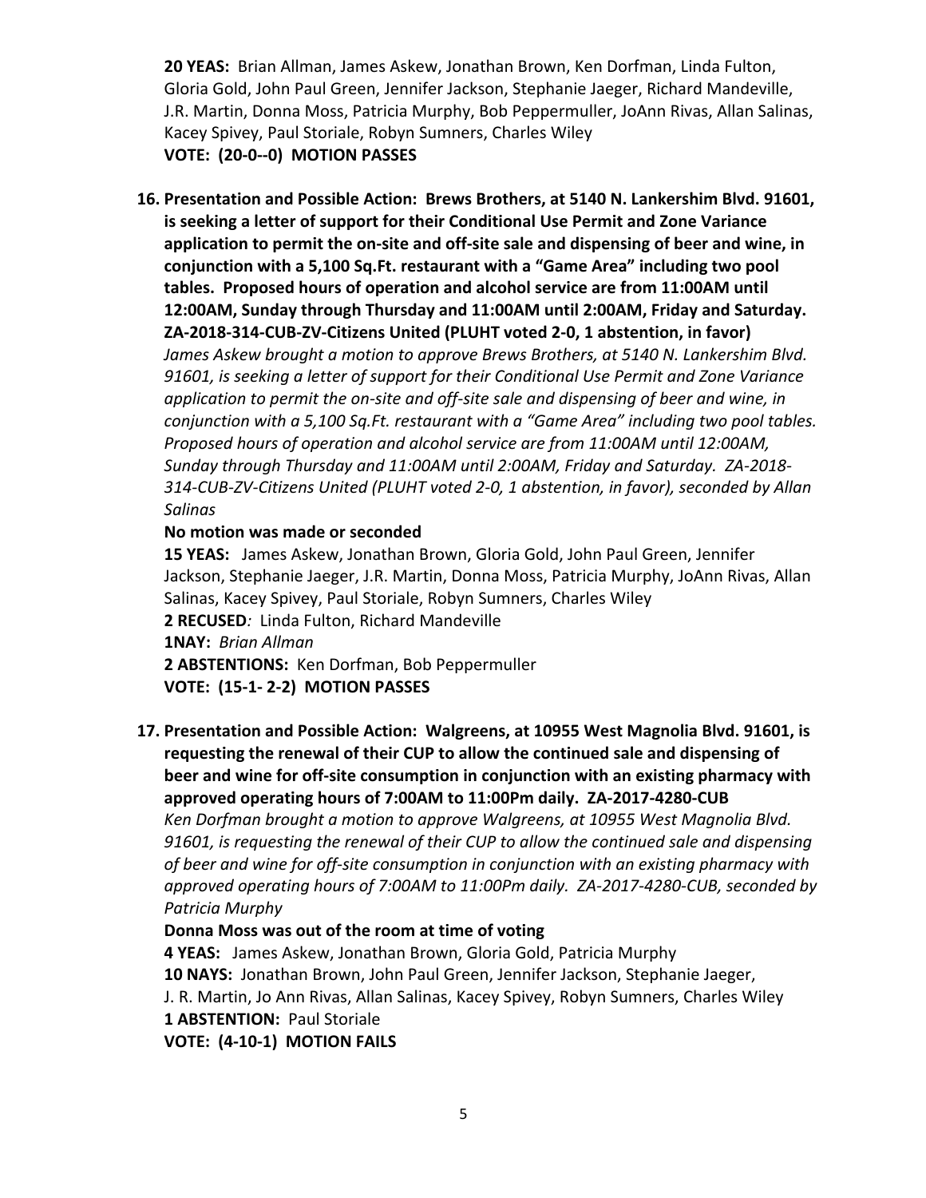**20 YEAS:** Brian Allman, James Askew, Jonathan Brown, Ken Dorfman, Linda Fulton, Gloria Gold, John Paul Green, Jennifer Jackson, Stephanie Jaeger, Richard Mandeville, J.R. Martin, Donna Moss, Patricia Murphy, Bob Peppermuller, JoAnn Rivas, Allan Salinas, Kacey Spivey, Paul Storiale, Robyn Sumners, Charles Wiley
**VOTE: (20-0--0) MOTION PASSES**

**16. Presentation and Possible Action: Brews Brothers, at 5140 N. Lankershim Blvd. 91601, is seeking a letter of support for their Conditional Use Permit and Zone Variance application to permit the on-site and off-site sale and dispensing of beer and wine, in conjunction with a 5,100 Sq.Ft. restaurant with a "Game Area" including two pool tables. Proposed hours of operation and alcohol service are from 11:00AM until 12:00AM, Sunday through Thursday and 11:00AM until 2:00AM, Friday and Saturday. ZA-2018-314-CUB-ZV-Citizens United (PLUHT voted 2-0, 1 abstention, in favor)**

*James Askew brought a motion to approve Brews Brothers, at 5140 N. Lankershim Blvd. 91601, is seeking a letter of support for their Conditional Use Permit and Zone Variance application to permit the on-site and off-site sale and dispensing of beer and wine, in conjunction with a 5,100 Sq.Ft. restaurant with a "Game Area" including two pool tables. Proposed hours of operation and alcohol service are from 11:00AM until 12:00AM, Sunday through Thursday and 11:00AM until 2:00AM, Friday and Saturday. ZA-2018-314-CUB-ZV-Citizens United (PLUHT voted 2-0, 1 abstention, in favor), seconded by Allan Salinas*

**No motion was made or seconded**

**15 YEAS:** James Askew, Jonathan Brown, Gloria Gold, John Paul Green, Jennifer Jackson, Stephanie Jaeger, J.R. Martin, Donna Moss, Patricia Murphy, JoAnn Rivas, Allan Salinas, Kacey Spivey, Paul Storiale, Robyn Sumners, Charles Wiley
**2 RECUSED***:* Linda Fulton, Richard Mandeville
**1NAY:** *Brian Allman*
**2 ABSTENTIONS:** Ken Dorfman, Bob Peppermuller
**VOTE: (15-1- 2-2) MOTION PASSES**

**17. Presentation and Possible Action: Walgreens, at 10955 West Magnolia Blvd. 91601, is requesting the renewal of their CUP to allow the continued sale and dispensing of beer and wine for off-site consumption in conjunction with an existing pharmacy with approved operating hours of 7:00AM to 11:00Pm daily. ZA-2017-4280-CUB**

*Ken Dorfman brought a motion to approve Walgreens, at 10955 West Magnolia Blvd. 91601, is requesting the renewal of their CUP to allow the continued sale and dispensing of beer and wine for off-site consumption in conjunction with an existing pharmacy with approved operating hours of 7:00AM to 11:00Pm daily. ZA-2017-4280-CUB, seconded by Patricia Murphy*

**Donna Moss was out of the room at time of voting**

**4 YEAS:** James Askew, Jonathan Brown, Gloria Gold, Patricia Murphy
**10 NAYS:** Jonathan Brown, John Paul Green, Jennifer Jackson, Stephanie Jaeger, J. R. Martin, Jo Ann Rivas, Allan Salinas, Kacey Spivey, Robyn Sumners, Charles Wiley
**1 ABSTENTION:** Paul Storiale
**VOTE: (4-10-1) MOTION FAILS**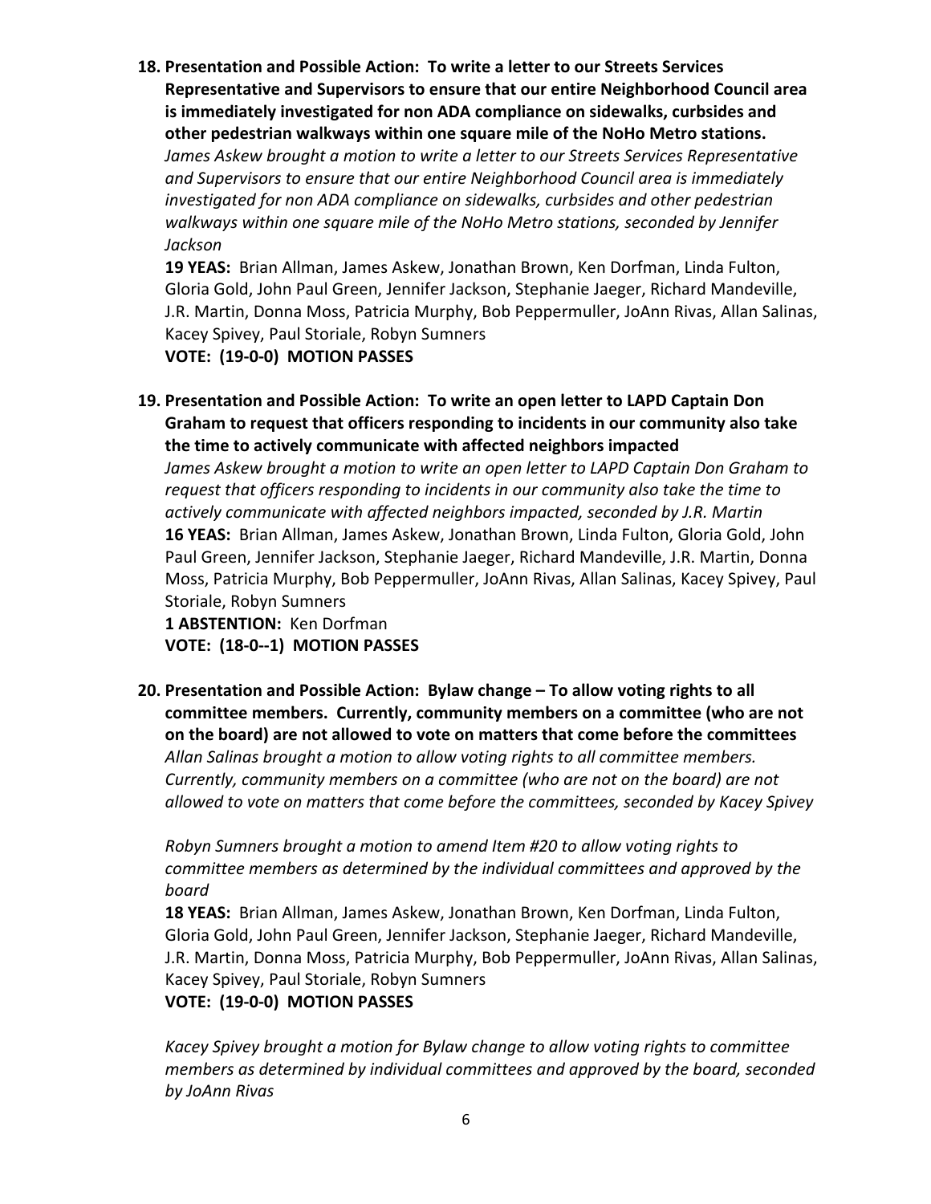18. **Presentation and Possible Action: To write a letter to our Streets Services Representative and Supervisors to ensure that our entire Neighborhood Council area is immediately investigated for non ADA compliance on sidewalks, curbsides and other pedestrian walkways within one square mile of the NoHo Metro stations.**
    *James Askew brought a motion to write a letter to our Streets Services Representative and Supervisors to ensure that our entire Neighborhood Council area is immediately investigated for non ADA compliance on sidewalks, curbsides and other pedestrian walkways within one square mile of the NoHo Metro stations, seconded by Jennifer Jackson*
    **19 YEAS:** Brian Allman, James Askew, Jonathan Brown, Ken Dorfman, Linda Fulton, Gloria Gold, John Paul Green, Jennifer Jackson, Stephanie Jaeger, Richard Mandeville, J.R. Martin, Donna Moss, Patricia Murphy, Bob Peppermuller, JoAnn Rivas, Allan Salinas, Kacey Spivey, Paul Storiale, Robyn Sumners
    **VOTE: (19-0-0) MOTION PASSES**

19. **Presentation and Possible Action: To write an open letter to LAPD Captain Don Graham to request that officers responding to incidents in our community also take the time to actively communicate with affected neighbors impacted**
    *James Askew brought a motion to write an open letter to LAPD Captain Don Graham to request that officers responding to incidents in our community also take the time to actively communicate with affected neighbors impacted, seconded by J.R. Martin*
    **16 YEAS:** Brian Allman, James Askew, Jonathan Brown, Linda Fulton, Gloria Gold, John Paul Green, Jennifer Jackson, Stephanie Jaeger, Richard Mandeville, J.R. Martin, Donna Moss, Patricia Murphy, Bob Peppermuller, JoAnn Rivas, Allan Salinas, Kacey Spivey, Paul Storiale, Robyn Sumners
    **1 ABSTENTION:** Ken Dorfman
    **VOTE: (18-0--1) MOTION PASSES**

20. **Presentation and Possible Action: Bylaw change – To allow voting rights to all committee members. Currently, community members on a committee (who are not on the board) are not allowed to vote on matters that come before the committees**
    *Allan Salinas brought a motion to allow voting rights to all committee members. Currently, community members on a committee (who are not on the board) are not allowed to vote on matters that come before the committees, seconded by Kacey Spivey*

    *Robyn Sumners brought a motion to amend Item #20 to allow voting rights to committee members as determined by the individual committees and approved by the board*
    **18 YEAS:** Brian Allman, James Askew, Jonathan Brown, Ken Dorfman, Linda Fulton, Gloria Gold, John Paul Green, Jennifer Jackson, Stephanie Jaeger, Richard Mandeville, J.R. Martin, Donna Moss, Patricia Murphy, Bob Peppermuller, JoAnn Rivas, Allan Salinas, Kacey Spivey, Paul Storiale, Robyn Sumners
    **VOTE: (19-0-0) MOTION PASSES**

    *Kacey Spivey brought a motion for Bylaw change to allow voting rights to committee members as determined by individual committees and approved by the board, seconded by JoAnn Rivas*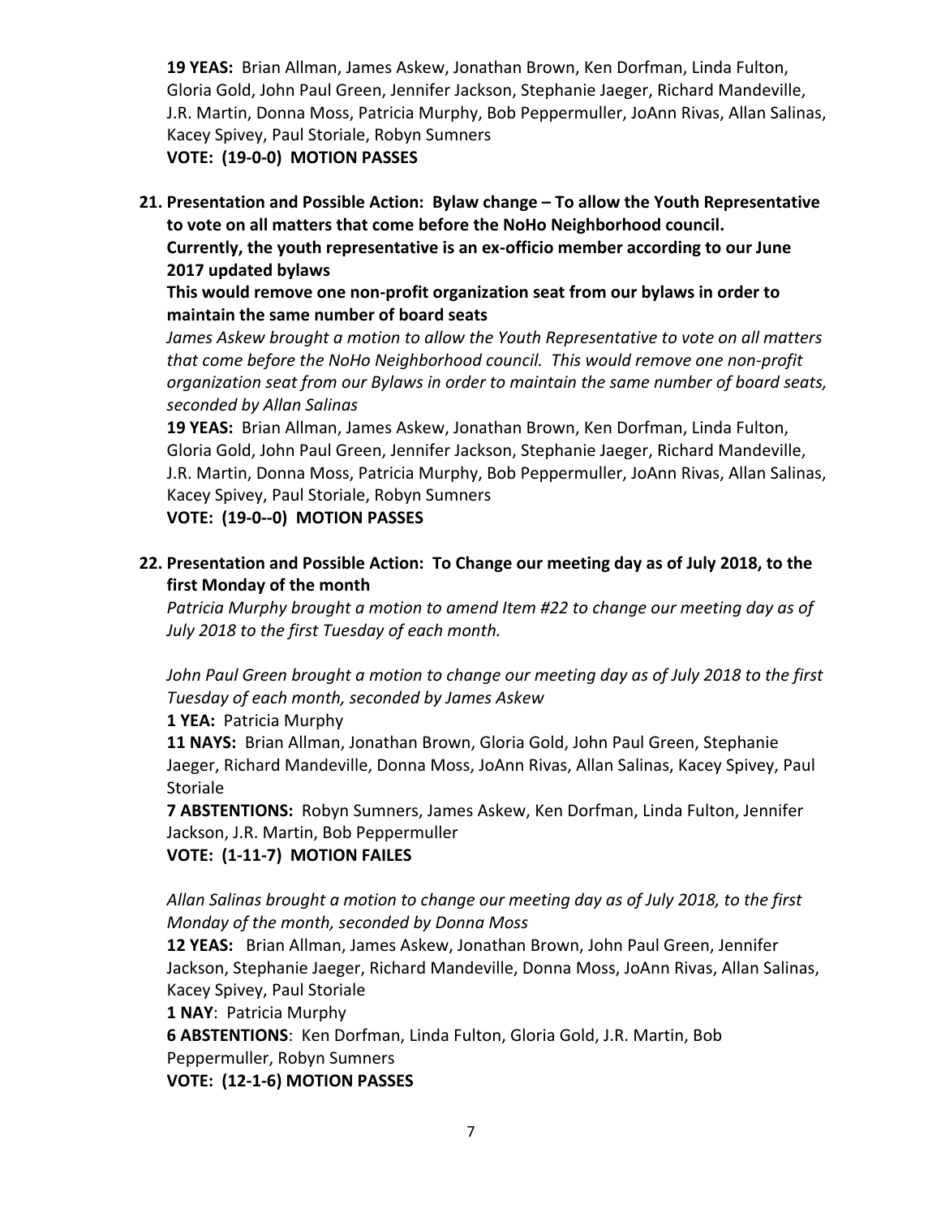**19 YEAS:** Brian Allman, James Askew, Jonathan Brown, Ken Dorfman, Linda Fulton, Gloria Gold, John Paul Green, Jennifer Jackson, Stephanie Jaeger, Richard Mandeville, J.R. Martin, Donna Moss, Patricia Murphy, Bob Peppermuller, JoAnn Rivas, Allan Salinas, Kacey Spivey, Paul Storiale, Robyn Sumners
**VOTE: (19-0-0) MOTION PASSES**

21. **Presentation and Possible Action: Bylaw change – To allow the Youth Representative to vote on all matters that come before the NoHo Neighborhood council. Currently, the youth representative is an ex-officio member according to our June 2017 updated bylaws**
    **This would remove one non-profit organization seat from our bylaws in order to maintain the same number of board seats**
    *James Askew brought a motion to allow the Youth Representative to vote on all matters that come before the NoHo Neighborhood council. This would remove one non-profit organization seat from our Bylaws in order to maintain the same number of board seats, seconded by Allan Salinas*
    **19 YEAS:** Brian Allman, James Askew, Jonathan Brown, Ken Dorfman, Linda Fulton, Gloria Gold, John Paul Green, Jennifer Jackson, Stephanie Jaeger, Richard Mandeville, J.R. Martin, Donna Moss, Patricia Murphy, Bob Peppermuller, JoAnn Rivas, Allan Salinas, Kacey Spivey, Paul Storiale, Robyn Sumners
    **VOTE: (19-0--0) MOTION PASSES**

22. **Presentation and Possible Action: To Change our meeting day as of July 2018, to the first Monday of the month**
    *Patricia Murphy brought a motion to amend Item #22 to change our meeting day as of July 2018 to the first Tuesday of each month.*

    *John Paul Green brought a motion to change our meeting day as of July 2018 to the first Tuesday of each month, seconded by James Askew*
    **1 YEA:** Patricia Murphy
    **11 NAYS:** Brian Allman, Jonathan Brown, Gloria Gold, John Paul Green, Stephanie Jaeger, Richard Mandeville, Donna Moss, JoAnn Rivas, Allan Salinas, Kacey Spivey, Paul Storiale
    **7 ABSTENTIONS:** Robyn Sumners, James Askew, Ken Dorfman, Linda Fulton, Jennifer Jackson, J.R. Martin, Bob Peppermuller
    **VOTE: (1-11-7) MOTION FAILES**

    *Allan Salinas brought a motion to change our meeting day as of July 2018, to the first Monday of the month, seconded by Donna Moss*
    **12 YEAS:** Brian Allman, James Askew, Jonathan Brown, John Paul Green, Jennifer Jackson, Stephanie Jaeger, Richard Mandeville, Donna Moss, JoAnn Rivas, Allan Salinas, Kacey Spivey, Paul Storiale
    **1 NAY**: Patricia Murphy
    **6 ABSTENTIONS**: Ken Dorfman, Linda Fulton, Gloria Gold, J.R. Martin, Bob Peppermuller, Robyn Sumners
    **VOTE: (12-1-6) MOTION PASSES**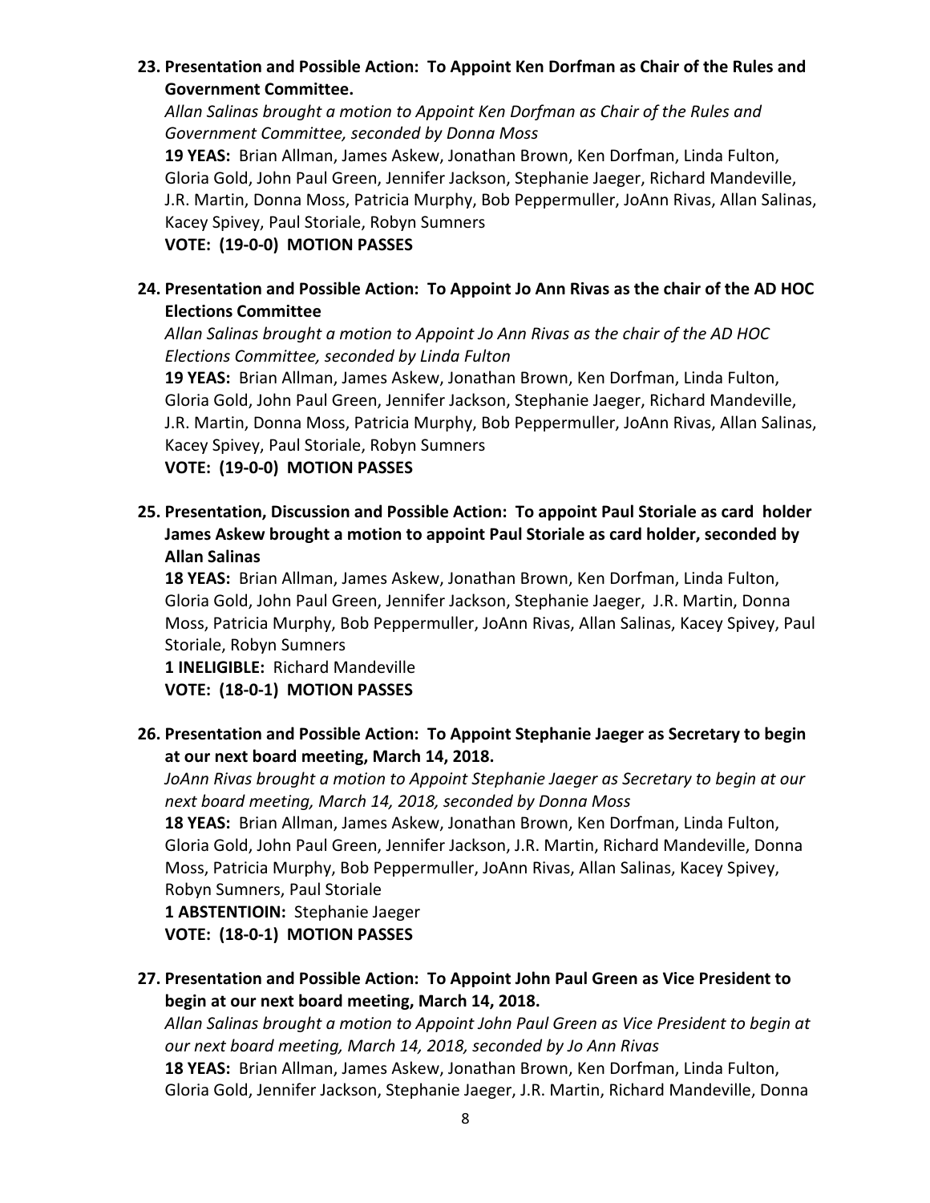**23. Presentation and Possible Action: To Appoint Ken Dorfman as Chair of the Rules and Government Committee.**

*Allan Salinas brought a motion to Appoint Ken Dorfman as Chair of the Rules and Government Committee, seconded by Donna Moss*

**19 YEAS:** Brian Allman, James Askew, Jonathan Brown, Ken Dorfman, Linda Fulton, Gloria Gold, John Paul Green, Jennifer Jackson, Stephanie Jaeger, Richard Mandeville, J.R. Martin, Donna Moss, Patricia Murphy, Bob Peppermuller, JoAnn Rivas, Allan Salinas, Kacey Spivey, Paul Storiale, Robyn Sumners

**VOTE: (19-0-0) MOTION PASSES**

**24. Presentation and Possible Action: To Appoint Jo Ann Rivas as the chair of the AD HOC Elections Committee**

*Allan Salinas brought a motion to Appoint Jo Ann Rivas as the chair of the AD HOC Elections Committee, seconded by Linda Fulton*

**19 YEAS:** Brian Allman, James Askew, Jonathan Brown, Ken Dorfman, Linda Fulton, Gloria Gold, John Paul Green, Jennifer Jackson, Stephanie Jaeger, Richard Mandeville, J.R. Martin, Donna Moss, Patricia Murphy, Bob Peppermuller, JoAnn Rivas, Allan Salinas, Kacey Spivey, Paul Storiale, Robyn Sumners

**VOTE: (19-0-0) MOTION PASSES**

**25. Presentation, Discussion and Possible Action: To appoint Paul Storiale as card holder James Askew brought a motion to appoint Paul Storiale as card holder, seconded by Allan Salinas**

**18 YEAS:** Brian Allman, James Askew, Jonathan Brown, Ken Dorfman, Linda Fulton, Gloria Gold, John Paul Green, Jennifer Jackson, Stephanie Jaeger, J.R. Martin, Donna Moss, Patricia Murphy, Bob Peppermuller, JoAnn Rivas, Allan Salinas, Kacey Spivey, Paul Storiale, Robyn Sumners

**1 INELIGIBLE:** Richard Mandeville

**VOTE: (18-0-1) MOTION PASSES**

**26. Presentation and Possible Action: To Appoint Stephanie Jaeger as Secretary to begin at our next board meeting, March 14, 2018.**

*JoAnn Rivas brought a motion to Appoint Stephanie Jaeger as Secretary to begin at our next board meeting, March 14, 2018, seconded by Donna Moss*

**18 YEAS:** Brian Allman, James Askew, Jonathan Brown, Ken Dorfman, Linda Fulton, Gloria Gold, John Paul Green, Jennifer Jackson, J.R. Martin, Richard Mandeville, Donna Moss, Patricia Murphy, Bob Peppermuller, JoAnn Rivas, Allan Salinas, Kacey Spivey, Robyn Sumners, Paul Storiale

**1 ABSTENTIOIN:** Stephanie Jaeger

**VOTE: (18-0-1) MOTION PASSES**

**27. Presentation and Possible Action: To Appoint John Paul Green as Vice President to begin at our next board meeting, March 14, 2018.**

*Allan Salinas brought a motion to Appoint John Paul Green as Vice President to begin at our next board meeting, March 14, 2018, seconded by Jo Ann Rivas*

**18 YEAS:** Brian Allman, James Askew, Jonathan Brown, Ken Dorfman, Linda Fulton, Gloria Gold, Jennifer Jackson, Stephanie Jaeger, J.R. Martin, Richard Mandeville, Donna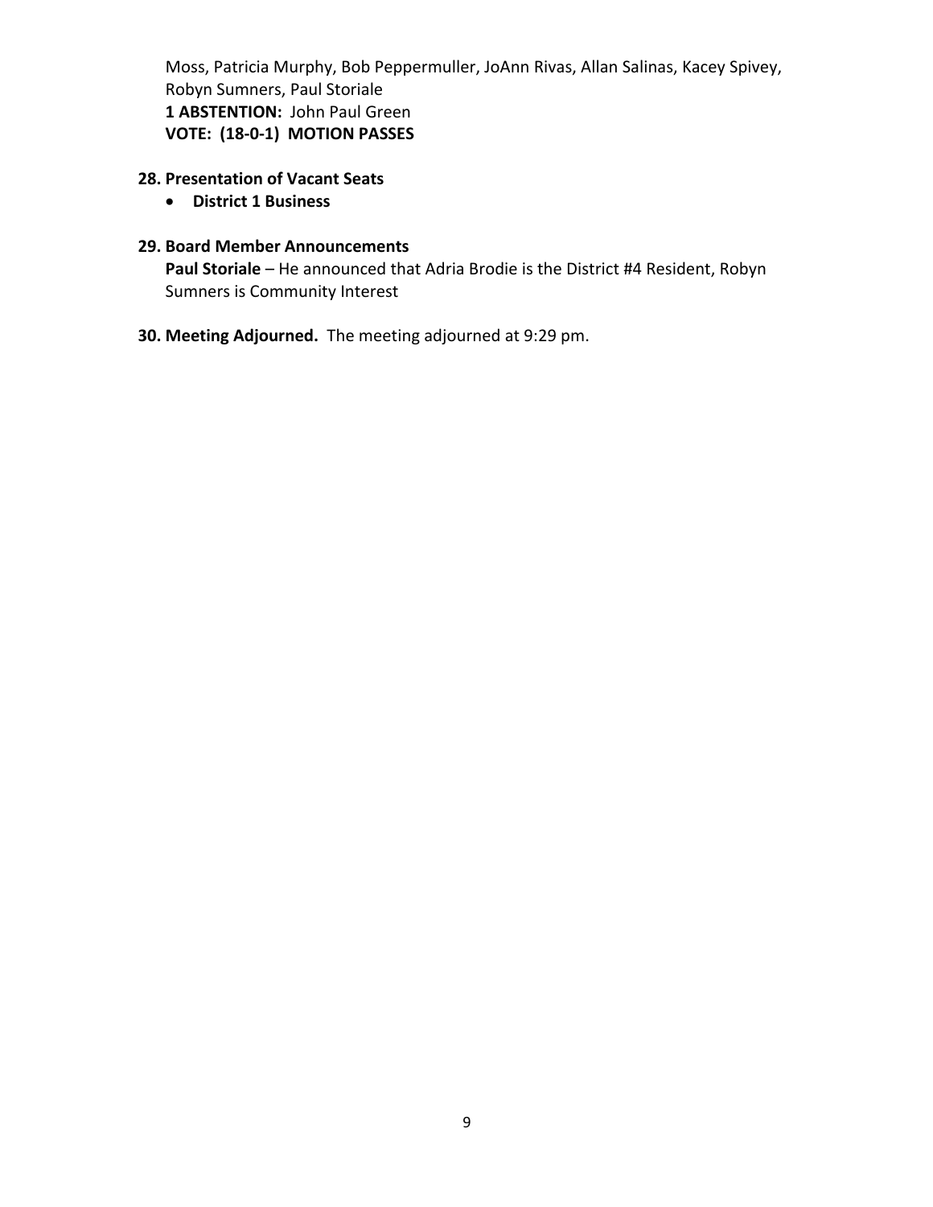Moss, Patricia Murphy, Bob Peppermuller, JoAnn Rivas, Allan Salinas, Kacey Spivey, Robyn Sumners, Paul Storiale
**1 ABSTENTION:** John Paul Green
**VOTE: (18-0-1) MOTION PASSES**

**28. Presentation of Vacant Seats**

- **District 1 Business**

**29. Board Member Announcements**

**Paul Storiale** – He announced that Adria Brodie is the District #4 Resident, Robyn Sumners is Community Interest

**30. Meeting Adjourned.** The meeting adjourned at 9:29 pm.